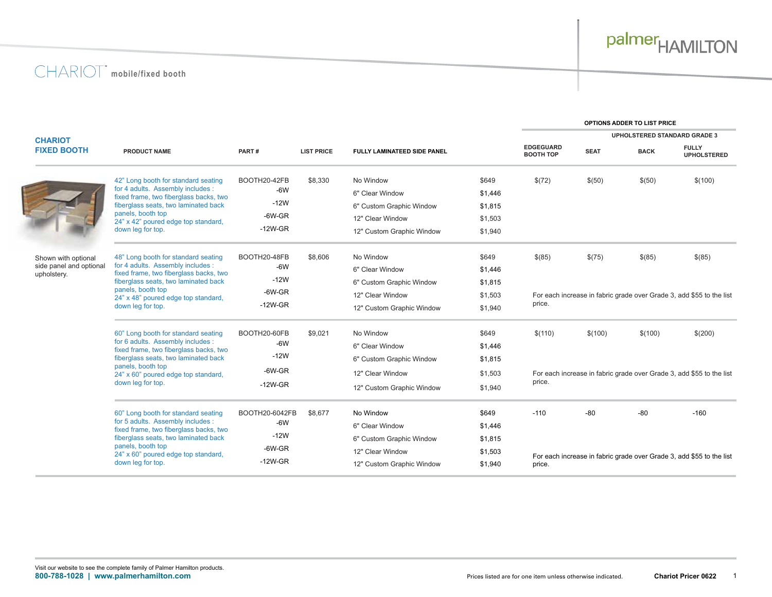# CHARIOT™ mobile/fixed booth

## CHARIOT FIXED BOOTH

Shown with optional side panel and optional upholstery.

| PRODUCT NAME | PART # | LIST PRICE | FULLY LAMINATEED SIDE PANEL | | OPTIONS ADDER TO LIST PRICE | | | |
|---|---|---|---|---|---|---|---|---|
| | | | | | | UPHOLSTERED STANDARD GRADE 3 | | |
| | | | | | EDGEGUARD BOOTH TOP | SEAT | BACK | FULLY UPHOLSTERED |
| 42" Long booth for standard seating for 4 adults. Assembly includes : fixed frame, two fiberglass backs, two fiberglass seats, two laminated back panels, booth top 24" x 42" poured edge top standard, down leg for top. | BOOTH20-42FB | $8,330 | No Window | $649 | $(72) | $(50) | $(50) | $(100) |
| | -6W | | 6" Clear Window | $1,446 | | | | |
| | -12W | | 6" Custom Graphic Window | $1,815 | | | | |
| | -6W-GR | | 12" Clear Window | $1,503 | | | | |
| | -12W-GR | | 12" Custom Graphic Window | $1,940 | | | | |
| 48" Long booth for standard seating for 4 adults. Assembly includes : fixed frame, two fiberglass backs, two fiberglass seats, two laminated back panels, booth top 24" x 48" poured edge top standard, down leg for top. | BOOTH20-48FB | $8,606 | No Window | $649 | $(85) | $(75) | $(85) | $(85) |
| | -6W | | 6" Clear Window | $1,446 | | | | |
| | -12W | | 6" Custom Graphic Window | $1,815 | | | | |
| | -6W-GR | | 12" Clear Window | $1,503 | For each increase in fabric grade over Grade 3, add $55 to the list price. | | | |
| | -12W-GR | | 12" Custom Graphic Window | $1,940 | | | | |
| 60" Long booth for standard seating for 6 adults. Assembly includes : fixed frame, two fiberglass backs, two fiberglass seats, two laminated back panels, booth top 24" x 60" poured edge top standard, down leg for top. | BOOTH20-60FB | $9,021 | No Window | $649 | $(110) | $(100) | $(100) | $(200) |
| | -6W | | 6" Clear Window | $1,446 | | | | |
| | -12W | | 6" Custom Graphic Window | $1,815 | | | | |
| | -6W-GR | | 12" Clear Window | $1,503 | For each increase in fabric grade over Grade 3, add $55 to the list price. | | | |
| | -12W-GR | | 12" Custom Graphic Window | $1,940 | | | | |
| 60" Long booth for standard seating for 5 adults. Assembly includes : fixed frame, two fiberglass backs, two fiberglass seats, two laminated back panels, booth top 24" x 60" poured edge top standard, down leg for top. | BOOTH20-6042FB | $8,677 | No Window | $649 | -110 | -80 | -80 | -160 |
| | -6W | | 6" Clear Window | $1,446 | | | | |
| | -12W | | 6" Custom Graphic Window | $1,815 | | | | |
| | -6W-GR | | 12" Clear Window | $1,503 | For each increase in fabric grade over Grade 3, add $55 to the list price. | | | |
| | -12W-GR | | 12" Custom Graphic Window | $1,940 | | | | |

Visit our website to see the complete family of Palmer Hamilton products.
**800-788-1028 | www.palmerhamilton.com**

Prices listed are for one item unless otherwise indicated.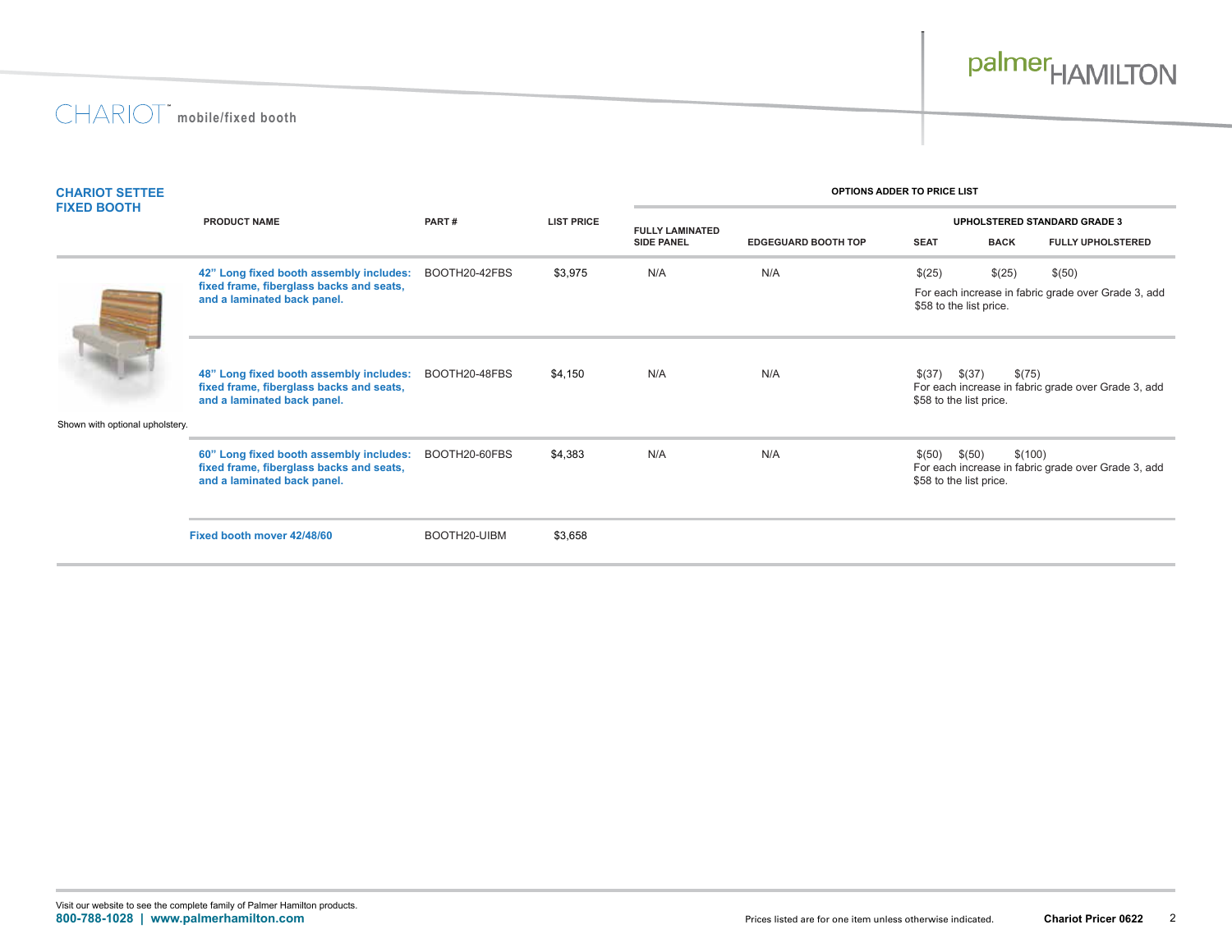# CHARIOT™ mobile/fixed booth

## CHARIOT SETTEE FIXED BOOTH

Shown with optional upholstery.

| PRODUCT NAME | PART # | LIST PRICE | OPTIONS ADDER TO PRICE LIST | | | | |
|---|---|---|---|---|---|---|---|
| | | | | | UPHOLSTERED STANDARD GRADE 3 | | |
| | | | FULLY LAMINATED SIDE PANEL | EDGEGUARD BOOTH TOP | SEAT | BACK | FULLY UPHOLSTERED |
| **42" Long fixed booth assembly includes: fixed frame, fiberglass backs and seats, and a laminated back panel.** | BOOTH20-42FBS | $3,975 | N/A | N/A | $(25) | $(25) | $(50) |
| | | | | | For each increase in fabric grade over Grade 3, add $58 to the list price. | | |
| **48" Long fixed booth assembly includes: fixed frame, fiberglass backs and seats, and a laminated back panel.** | BOOTH20-48FBS | $4,150 | N/A | N/A | $(37) | $(37) | $(75) |
| | | | | | For each increase in fabric grade over Grade 3, add $58 to the list price. | | |
| **60" Long fixed booth assembly includes: fixed frame, fiberglass backs and seats, and a laminated back panel.** | BOOTH20-60FBS | $4,383 | N/A | N/A | $(50) | $(50) | $(100) |
| | | | | | For each increase in fabric grade over Grade 3, add $58 to the list price. | | |
| **Fixed booth mover 42/48/60** | BOOTH20-UIBM | $3,658 | | | | | |

Visit our website to see the complete family of Palmer Hamilton products.
**800-788-1028 | www.palmerhamilton.com**

Prices listed are for one item unless otherwise indicated.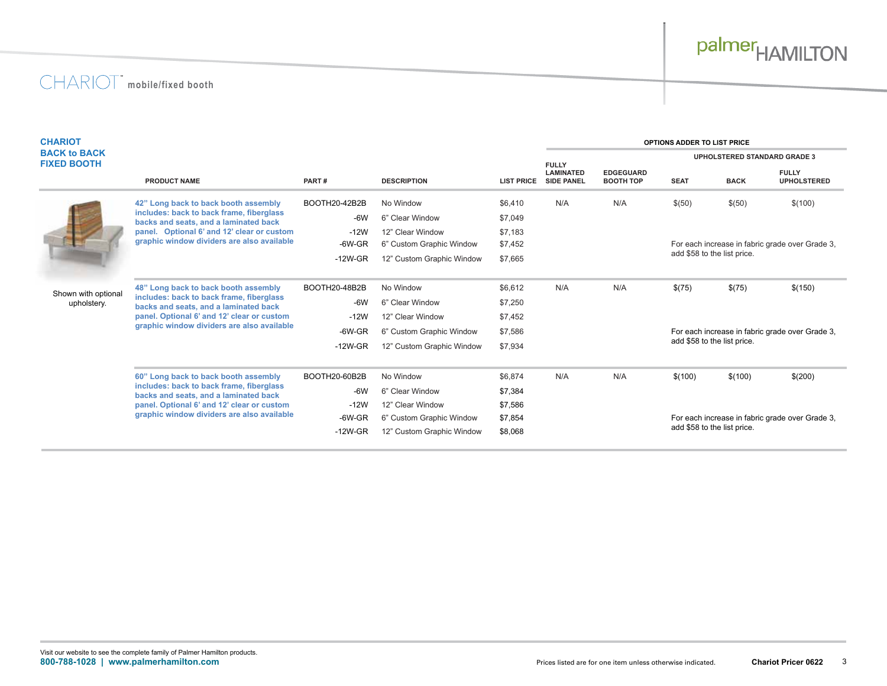# CHARIOT™ mobile/fixed booth

## CHARIOT BACK to BACK FIXED BOOTH

| PRODUCT NAME | PART # | DESCRIPTION | LIST PRICE | OPTIONS ADDER TO LIST PRICE | | | | |
|---|---|---|---|---|---|---|---|---|
| | | | | FULLY LAMINATED SIDE PANEL | EDGEGUARD BOOTH TOP | UPHOLSTERED STANDARD GRADE 3 | | |
| | | | | | | SEAT | BACK | FULLY UPHOLSTERED |
| **42" Long back to back booth assembly includes: back to back frame, fiberglass backs and seats, and a laminated back panel. Optional 6' and 12' clear or custom graphic window dividers are also available** | BOOTH20-42B2B | No Window | $6,410 | N/A | N/A | $(50) | $(50) | $(100) |
| | -6W | 6" Clear Window | $7,049 | | | | | |
| | -12W | 12" Clear Window | $7,183 | | | | | |
| | -6W-GR | 6" Custom Graphic Window | $7,452 | | | For each increase in fabric grade over Grade 3, add $58 to the list price. | | |
| | -12W-GR | 12" Custom Graphic Window | $7,665 | | | | | |
| **48" Long back to back booth assembly includes: back to back frame, fiberglass backs and seats, and a laminated back panel. Optional 6' and 12' clear or custom graphic window dividers are also available** | BOOTH20-48B2B | No Window | $6,612 | N/A | N/A | $(75) | $(75) | $(150) |
| | -6W | 6" Clear Window | $7,250 | | | | | |
| | -12W | 12" Clear Window | $7,452 | | | | | |
| | -6W-GR | 6" Custom Graphic Window | $7,586 | | | For each increase in fabric grade over Grade 3, add $58 to the list price. | | |
| | -12W-GR | 12" Custom Graphic Window | $7,934 | | | | | |
| **60" Long back to back booth assembly includes: back to back frame, fiberglass backs and seats, and a laminated back panel. Optional 6' and 12' clear or custom graphic window dividers are also available** | BOOTH20-60B2B | No Window | $6,874 | N/A | N/A | $(100) | $(100) | $(200) |
| | -6W | 6" Clear Window | $7,384 | | | | | |
| | -12W | 12" Clear Window | $7,586 | | | | | |
| | -6W-GR | 6" Custom Graphic Window | $7,854 | | | For each increase in fabric grade over Grade 3, add $58 to the list price. | | |
| | -12W-GR | 12" Custom Graphic Window | $8,068 | | | | | |

Shown with optional upholstery.

Visit our website to see the complete family of Palmer Hamilton products.
**800-788-1028 | www.palmerhamilton.com**

Prices listed are for one item unless otherwise indicated. **Chariot Pricer 0622**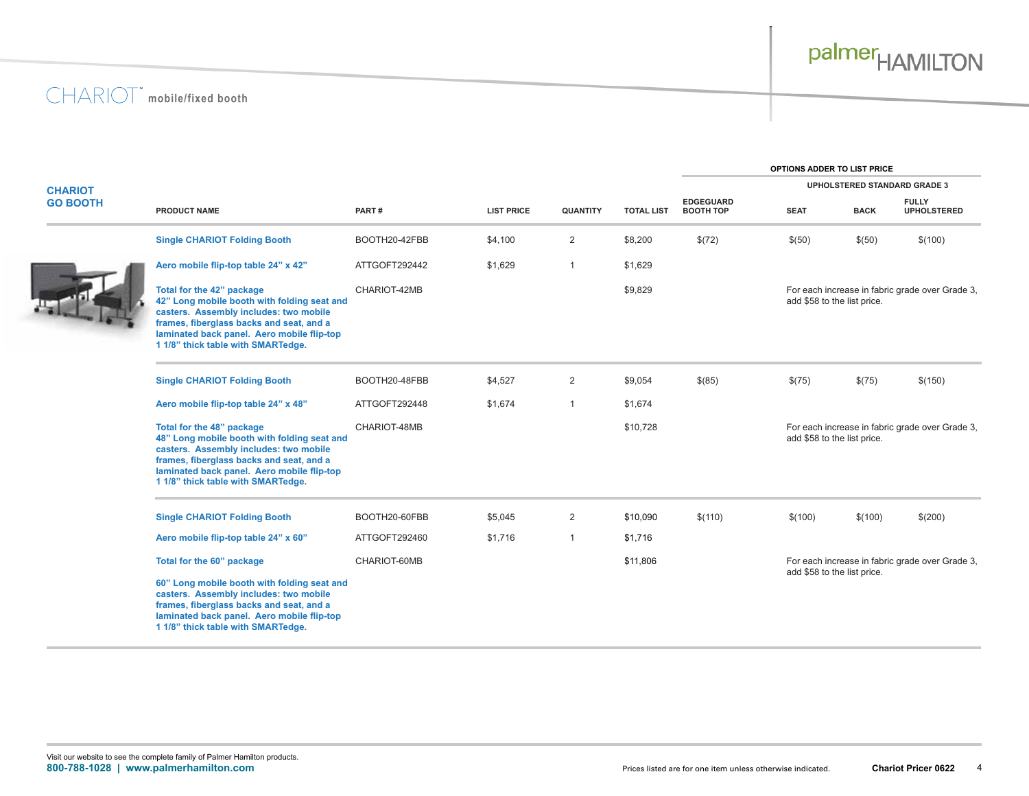# CHARIOT™ mobile/fixed booth

## CHARIOT GO BOOTH

| PRODUCT NAME | PART # | LIST PRICE | QUANTITY | TOTAL LIST | OPTIONS ADDER TO LIST PRICE | | | |
|---|---|---|---|---|---|---|---|---|
| | | | | | | UPHOLSTERED STANDARD GRADE 3 | | |
| | | | | | EDGEGUARD BOOTH TOP | SEAT | BACK | FULLY UPHOLSTERED |
| **Single CHARIOT Folding Booth** | BOOTH20-42FBB | $4,100 | 2 | $8,200 | $(72) | $(50) | $(50) | $(100) |
| **Aero mobile flip-top table 24" x 42"** | ATTGOFT292442 | $1,629 | 1 | $1,629 | | | | |
| **Total for the 42" package** 42" Long mobile booth with folding seat and casters. Assembly includes: two mobile frames, fiberglass backs and seat, and a laminated back panel. Aero mobile flip-top 1 1/8" thick table with SMARTedge. | CHARIOT-42MB | | | $9,829 | | For each increase in fabric grade over Grade 3, add $58 to the list price. | | |
| **Single CHARIOT Folding Booth** | BOOTH20-48FBB | $4,527 | 2 | $9,054 | $(85) | $(75) | $(75) | $(150) |
| **Aero mobile flip-top table 24" x 48"** | ATTGOFT292448 | $1,674 | 1 | $1,674 | | | | |
| **Total for the 48" package** 48" Long mobile booth with folding seat and casters. Assembly includes: two mobile frames, fiberglass backs and seat, and a laminated back panel. Aero mobile flip-top 1 1/8" thick table with SMARTedge. | CHARIOT-48MB | | | $10,728 | | For each increase in fabric grade over Grade 3, add $58 to the list price. | | |
| **Single CHARIOT Folding Booth** | BOOTH20-60FBB | $5,045 | 2 | $10,090 | $(110) | $(100) | $(100) | $(200) |
| **Aero mobile flip-top table 24" x 60"** | ATTGOFT292460 | $1,716 | 1 | $1,716 | | | | |
| **Total for the 60" package** 60" Long mobile booth with folding seat and casters. Assembly includes: two mobile frames, fiberglass backs and seat, and a laminated back panel. Aero mobile flip-top 1 1/8" thick table with SMARTedge. | CHARIOT-60MB | | | $11,806 | | For each increase in fabric grade over Grade 3, add $58 to the list price. | | |

Visit our website to see the complete family of Palmer Hamilton products.
**800-788-1028 | www.palmerhamilton.com**

Prices listed are for one item unless otherwise indicated.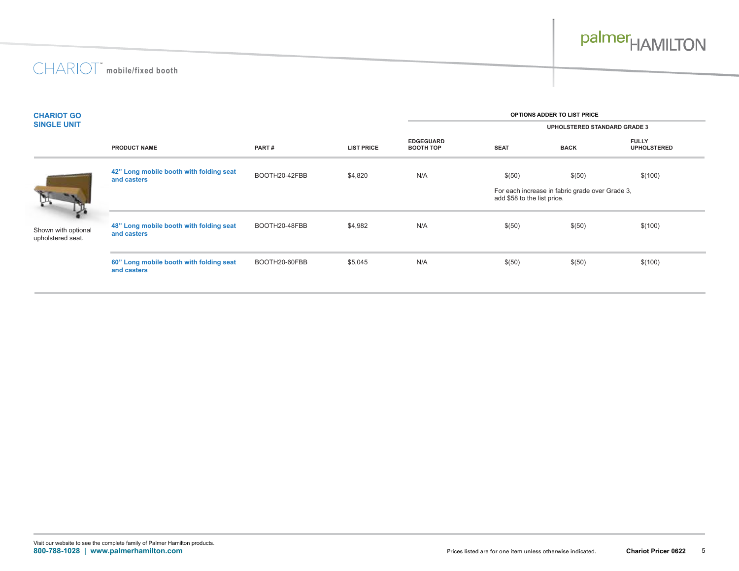# CHARIOT™ mobile/fixed booth

## CHARIOT GO SINGLE UNIT

| PRODUCT NAME | PART # | LIST PRICE | OPTIONS ADDER TO LIST PRICE | | | |
|---|---|---|---|---|---|---|
| | | | | UPHOLSTERED STANDARD GRADE 3 | | |
| | | | EDGEGUARD BOOTH TOP | SEAT | BACK | FULLY UPHOLSTERED |
| **42" Long mobile booth with folding seat and casters** | BOOTH20-42FBB | $4,820 | N/A | $(50) | $(50) | $(100) |
| | | | | For each increase in fabric grade over Grade 3, add $58 to the list price. | | |
| **48" Long mobile booth with folding seat and casters** | BOOTH20-48FBB | $4,982 | N/A | $(50) | $(50) | $(100) |
| **60" Long mobile booth with folding seat and casters** | BOOTH20-60FBB | $5,045 | N/A | $(50) | $(50) | $(100) |

Shown with optional upholstered seat.

Visit our website to see the complete family of Palmer Hamilton products.

**800-788-1028 | www.palmerhamilton.com**

Prices listed are for one item unless otherwise indicated.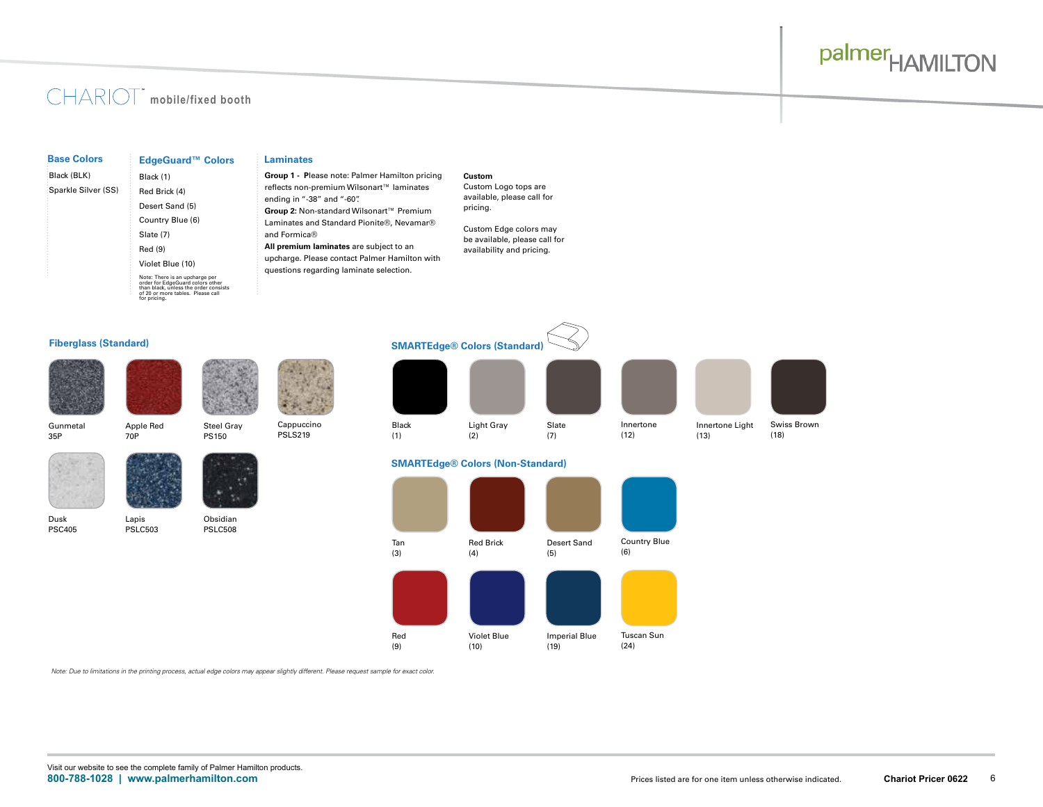# CHARIOT™ mobile/fixed booth

## Base Colors

Black (BLK)

Sparkle Silver (SS)

## EdgeGuard™ Colors

Black (1)

Red Brick (4)

Desert Sand (5)

Country Blue (6)

Slate (7)

Red (9)

Violet Blue (10)

Note: There is an upcharge per order for EdgeGuard colors other than black, unless the order consists of 20 or more tables. Please call for pricing.

## Laminates

**Group 1 -** Please note: Palmer Hamilton pricing reflects non-premium Wilsonart™ laminates ending in "-38" and "-60".

**Group 2:** Non-standard Wilsonart™ Premium Laminates and Standard Pionite®, Nevamar® and Formica®

**All premium laminates** are subject to an upcharge. Please contact Palmer Hamilton with questions regarding laminate selection.

**Custom**

Custom Logo tops are available, please call for pricing.

Custom Edge colors may be available, please call for availability and pricing.

## Fiberglass (Standard)

Gunmetal
35P

Apple Red
70P

Steel Gray
PS150

Cappuccino
PSLS219

Dusk
PSC405

Lapis
PSLC503

Obsidian
PSLC508

## SMARTEdge® Colors (Standard)

Black
(1)

Light Gray
(2)

Slate
(7)

Innertone
(12)

Innertone Light
(13)

Swiss Brown
(18)

## SMARTEdge® Colors (Non-Standard)

Tan
(3)

Red Brick
(4)

Desert Sand
(5)

Country Blue
(6)

Red
(9)

Violet Blue
(10)

Imperial Blue
(19)

Tuscan Sun
(24)

*Note: Due to limitations in the printing process, actual edge colors may appear slightly different. Please request sample for exact color.*

Visit our website to see the complete family of Palmer Hamilton products.
**800-788-1028 | www.palmerhamilton.com**

Prices listed are for one item unless otherwise indicated.

**Chariot Pricer 0622**